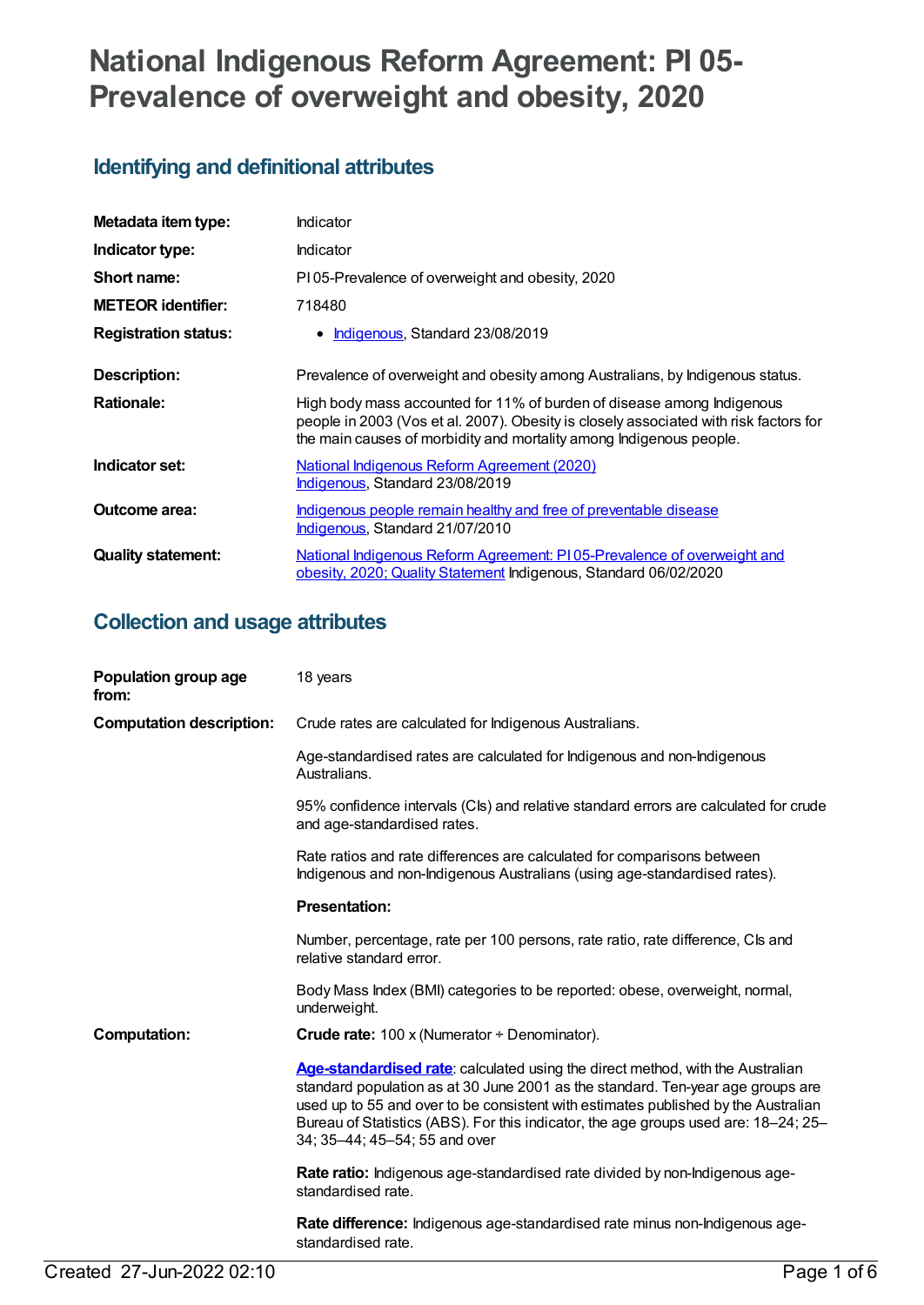# National Indigenous Reform Agreement: PI 05-Prevalence of overweight and obesity, 2020

## Identifying and definitional attributes

| | |
|---|---|
| **Metadata item type:** | Indicator |
| **Indicator type:** | Indicator |
| **Short name:** | PI 05-Prevalence of overweight and obesity, 2020 |
| **METEOR identifier:** | 718480 |
| **Registration status:** | • Indigenous, Standard 23/08/2019 |
| **Description:** | Prevalence of overweight and obesity among Australians, by Indigenous status. |
| **Rationale:** | High body mass accounted for 11% of burden of disease among Indigenous people in 2003 (Vos et al. 2007). Obesity is closely associated with risk factors for the main causes of morbidity and mortality among Indigenous people. |
| **Indicator set:** | National Indigenous Reform Agreement (2020) Indigenous, Standard 23/08/2019 |
| **Outcome area:** | Indigenous people remain healthy and free of preventable disease Indigenous, Standard 21/07/2010 |
| **Quality statement:** | National Indigenous Reform Agreement: PI 05-Prevalence of overweight and obesity, 2020; Quality Statement Indigenous, Standard 06/02/2020 |

## Collection and usage attributes

**Population group age from:** 18 years

**Computation description:**

Crude rates are calculated for Indigenous Australians.

Age-standardised rates are calculated for Indigenous and non-Indigenous Australians.

95% confidence intervals (CIs) and relative standard errors are calculated for crude and age-standardised rates.

Rate ratios and rate differences are calculated for comparisons between Indigenous and non-Indigenous Australians (using age-standardised rates).

**Presentation:**

Number, percentage, rate per 100 persons, rate ratio, rate difference, CIs and relative standard error.

Body Mass Index (BMI) categories to be reported: obese, overweight, normal, underweight.

**Computation:**

**Crude rate:** 100 x (Numerator ÷ Denominator).

**Age-standardised rate**: calculated using the direct method, with the Australian standard population as at 30 June 2001 as the standard. Ten-year age groups are used up to 55 and over to be consistent with estimates published by the Australian Bureau of Statistics (ABS). For this indicator, the age groups used are: 18–24; 25–34; 35–44; 45–54; 55 and over

**Rate ratio:** Indigenous age-standardised rate divided by non-Indigenous age-standardised rate.

**Rate difference:** Indigenous age-standardised rate minus non-Indigenous age-standardised rate.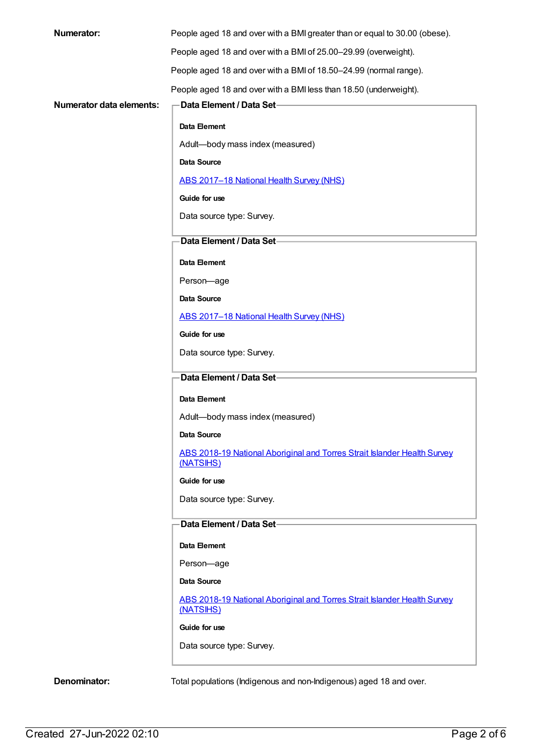**Numerator:**

People aged 18 and over with a BMI greater than or equal to 30.00 (obese).

People aged 18 and over with a BMI of 25.00–29.99 (overweight).

People aged 18 and over with a BMI of 18.50–24.99 (normal range).

People aged 18 and over with a BMI less than 18.50 (underweight).

**Numerator data elements:**

**Data Element / Data Set**

**Data Element**

Adult—body mass index (measured)

**Data Source**

ABS 2017–18 National Health Survey (NHS)

**Guide for use**

Data source type: Survey.

**Data Element / Data Set**

**Data Element**

Person—age

**Data Source**

ABS 2017–18 National Health Survey (NHS)

**Guide for use**

Data source type: Survey.

**Data Element / Data Set**

**Data Element**

Adult—body mass index (measured)

**Data Source**

ABS 2018-19 National Aboriginal and Torres Strait Islander Health Survey (NATSIHS)

**Guide for use**

Data source type: Survey.

**Data Element / Data Set**

**Data Element**

Person—age

**Data Source**

ABS 2018-19 National Aboriginal and Torres Strait Islander Health Survey (NATSIHS)

**Guide for use**

Data source type: Survey.

**Denominator:**

Total populations (Indigenous and non-Indigenous) aged 18 and over.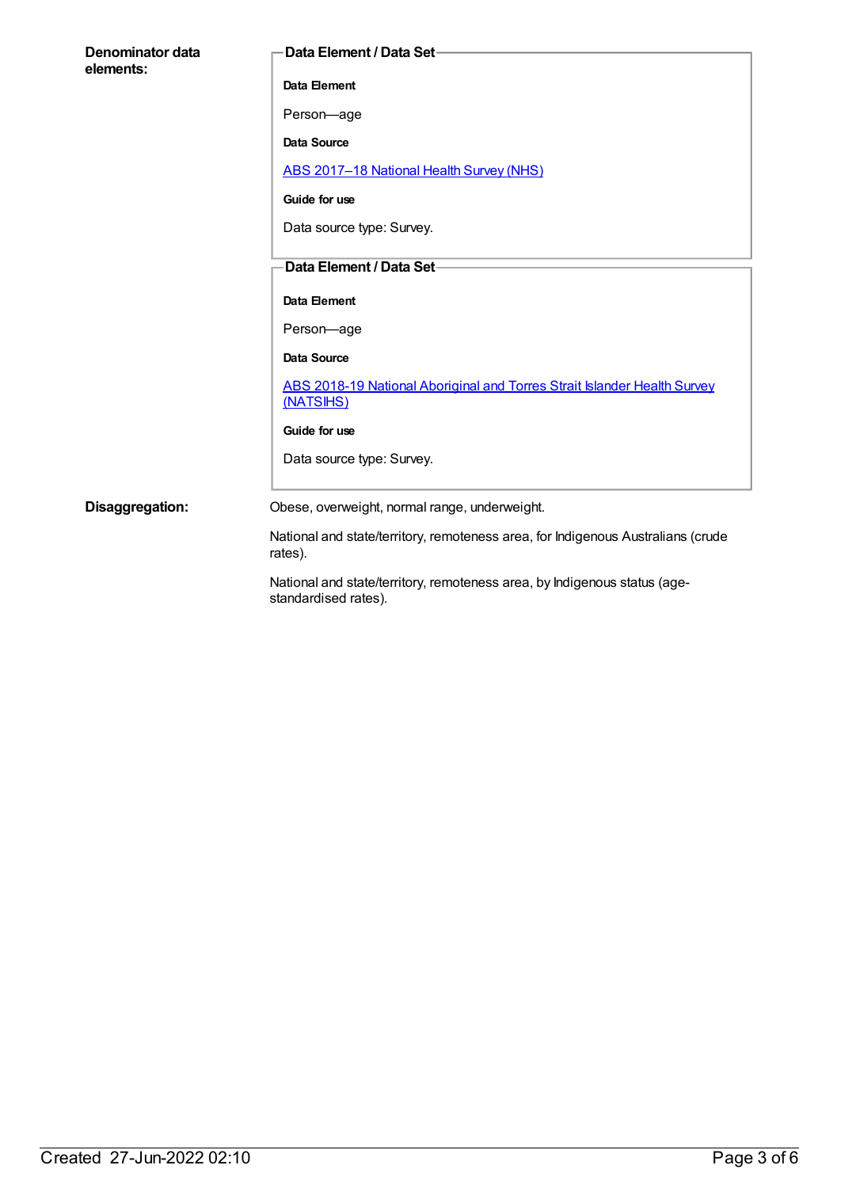**Denominator data elements:**

**Data Element / Data Set**

**Data Element**

Person—age

**Data Source**

[ABS 2017–18 National Health Survey (NHS)]

**Guide for use**

Data source type: Survey.

**Data Element / Data Set**

**Data Element**

Person—age

**Data Source**

[ABS 2018-19 National Aboriginal and Torres Strait Islander Health Survey (NATSIHS)]

**Guide for use**

Data source type: Survey.

**Disaggregation:**

Obese, overweight, normal range, underweight.

National and state/territory, remoteness area, for Indigenous Australians (crude rates).

National and state/territory, remoteness area, by Indigenous status (age-standardised rates).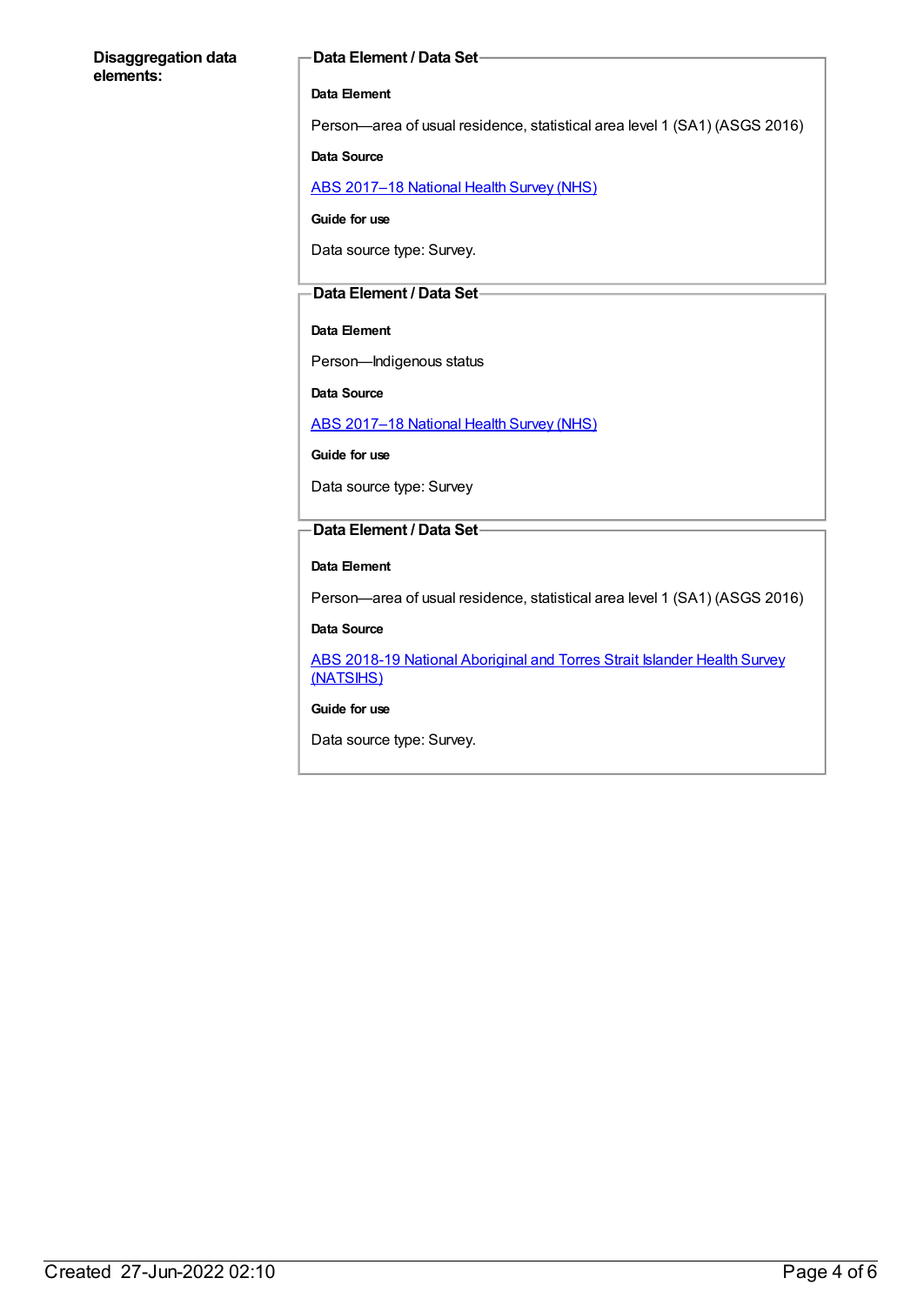**Disaggregation data elements:**

**Data Element / Data Set**

**Data Element**

Person—area of usual residence, statistical area level 1 (SA1) (ASGS 2016)

**Data Source**

ABS 2017–18 National Health Survey (NHS)

**Guide for use**

Data source type: Survey.

**Data Element / Data Set**

**Data Element**

Person—Indigenous status

**Data Source**

ABS 2017–18 National Health Survey (NHS)

**Guide for use**

Data source type: Survey

**Data Element / Data Set**

**Data Element**

Person—area of usual residence, statistical area level 1 (SA1) (ASGS 2016)

**Data Source**

ABS 2018-19 National Aboriginal and Torres Strait Islander Health Survey (NATSIHS)

**Guide for use**

Data source type: Survey.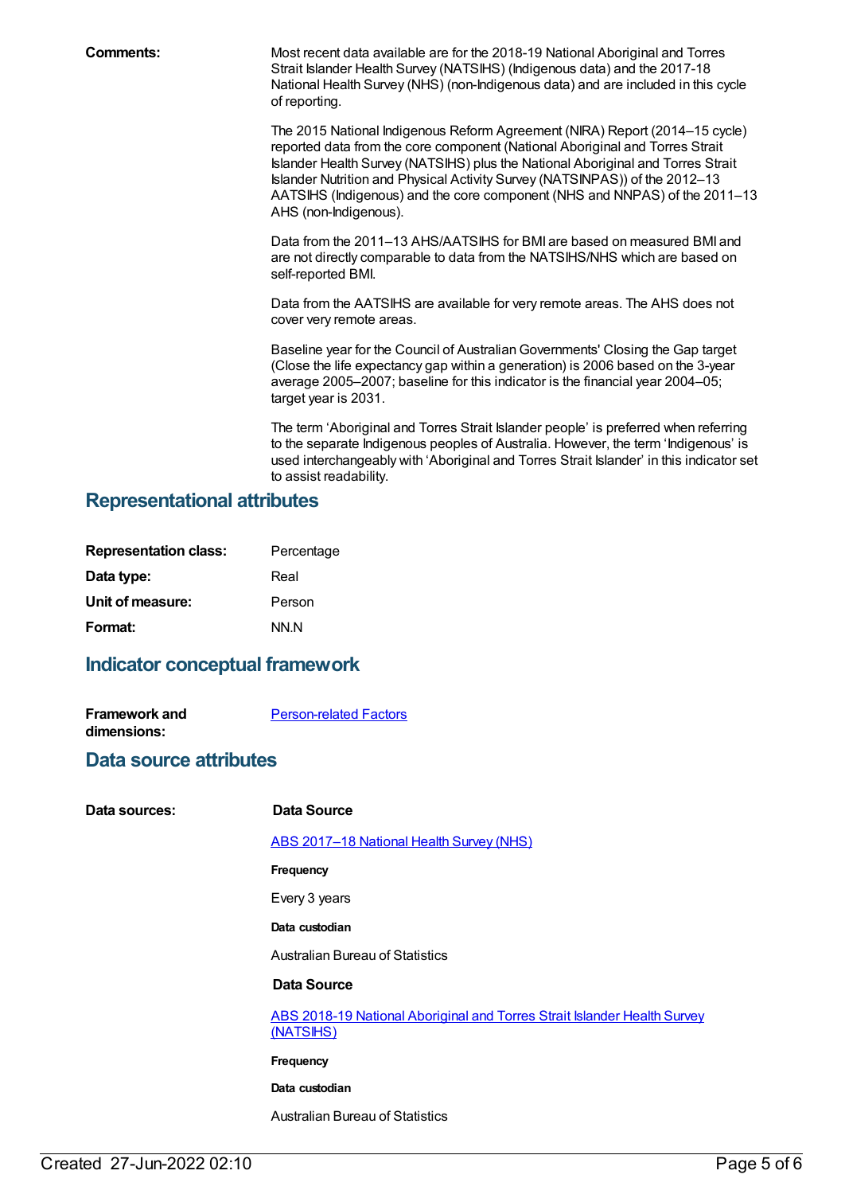**Comments:**

Most recent data available are for the 2018-19 National Aboriginal and Torres Strait Islander Health Survey (NATSIHS) (Indigenous data) and the 2017-18 National Health Survey (NHS) (non-Indigenous data) and are included in this cycle of reporting.

The 2015 National Indigenous Reform Agreement (NIRA) Report (2014–15 cycle) reported data from the core component (National Aboriginal and Torres Strait Islander Health Survey (NATSIHS) plus the National Aboriginal and Torres Strait Islander Nutrition and Physical Activity Survey (NATSINPAS)) of the 2012–13 AATSIHS (Indigenous) and the core component (NHS and NNPAS) of the 2011–13 AHS (non-Indigenous).

Data from the 2011–13 AHS/AATSIHS for BMI are based on measured BMI and are not directly comparable to data from the NATSIHS/NHS which are based on self-reported BMI.

Data from the AATSIHS are available for very remote areas. The AHS does not cover very remote areas.

Baseline year for the Council of Australian Governments' Closing the Gap target (Close the life expectancy gap within a generation) is 2006 based on the 3-year average 2005–2007; baseline for this indicator is the financial year 2004–05; target year is 2031.

The term 'Aboriginal and Torres Strait Islander people' is preferred when referring to the separate Indigenous peoples of Australia. However, the term 'Indigenous' is used interchangeably with 'Aboriginal and Torres Strait Islander' in this indicator set to assist readability.

## Representational attributes

**Representation class:** Percentage

**Data type:** Real

**Unit of measure:** Person

**Format:** NN.N

## Indicator conceptual framework

**Framework and dimensions:** Person-related Factors

## Data source attributes

**Data sources:**

**Data Source**

ABS 2017–18 National Health Survey (NHS)

**Frequency**

Every 3 years

**Data custodian**

Australian Bureau of Statistics

**Data Source**

ABS 2018-19 National Aboriginal and Torres Strait Islander Health Survey (NATSIHS)

**Frequency**

**Data custodian**

Australian Bureau of Statistics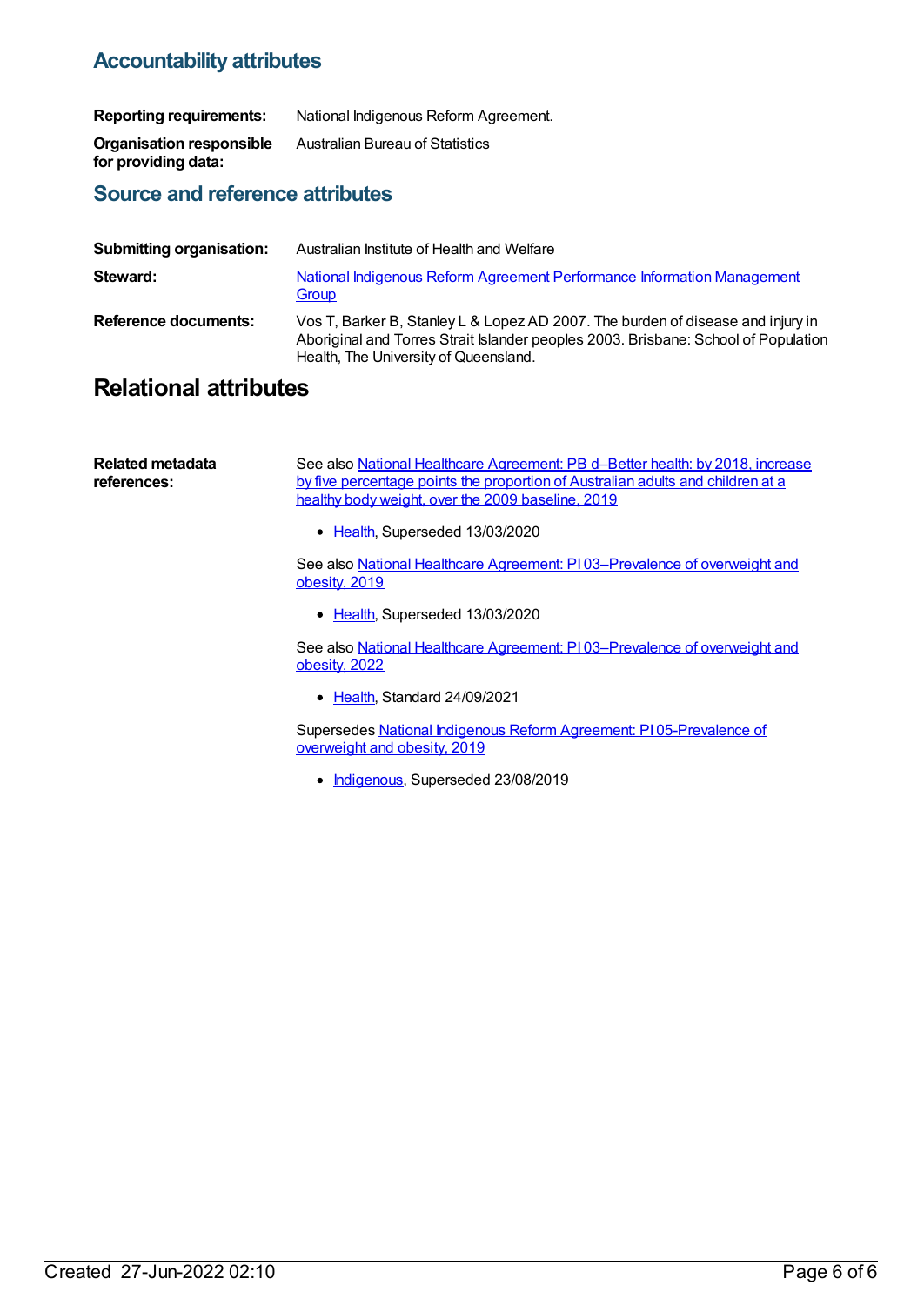## Accountability attributes

**Reporting requirements:** National Indigenous Reform Agreement.

**Organisation responsible for providing data:** Australian Bureau of Statistics

## Source and reference attributes

**Submitting organisation:** Australian Institute of Health and Welfare

**Steward:** National Indigenous Reform Agreement Performance Information Management Group

**Reference documents:** Vos T, Barker B, Stanley L & Lopez AD 2007. The burden of disease and injury in Aboriginal and Torres Strait Islander peoples 2003. Brisbane: School of Population Health, The University of Queensland.

# Relational attributes

**Related metadata references:**

See also National Healthcare Agreement: PB d–Better health: by 2018, increase by five percentage points the proportion of Australian adults and children at a healthy body weight, over the 2009 baseline, 2019

- Health, Superseded 13/03/2020

See also National Healthcare Agreement: PI 03–Prevalence of overweight and obesity, 2019

- Health, Superseded 13/03/2020

See also National Healthcare Agreement: PI 03–Prevalence of overweight and obesity, 2022

- Health, Standard 24/09/2021

Supersedes National Indigenous Reform Agreement: PI 05-Prevalence of overweight and obesity, 2019

- Indigenous, Superseded 23/08/2019